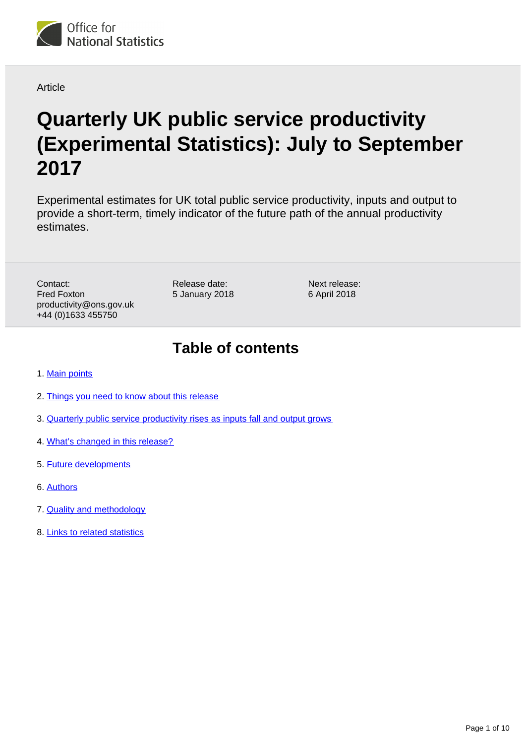Office for National Statistics

Article

# Quarterly UK public service productivity (Experimental Statistics): July to September 2017

Experimental estimates for UK total public service productivity, inputs and output to provide a short-term, timely indicator of the future path of the annual productivity estimates.

Contact:
Fred Foxton
productivity@ons.gov.uk
+44 (0)1633 455750

Release date:
5 January 2018

Next release:
6 April 2018

## Table of contents

1. Main points
2. Things you need to know about this release
3. Quarterly public service productivity rises as inputs fall and output grows
4. What's changed in this release?
5. Future developments
6. Authors
7. Quality and methodology
8. Links to related statistics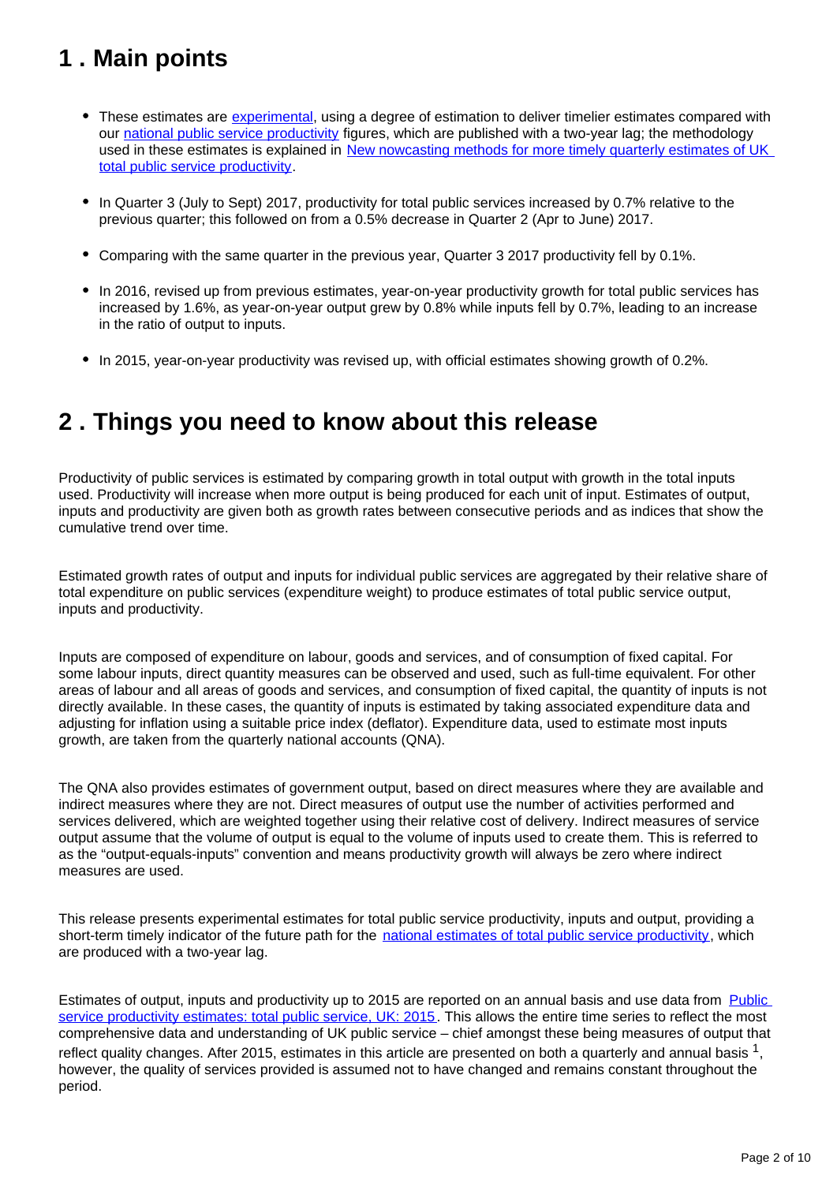## 1 . Main points

- These estimates are experimental, using a degree of estimation to deliver timelier estimates compared with our national public service productivity figures, which are published with a two-year lag; the methodology used in these estimates is explained in New nowcasting methods for more timely quarterly estimates of UK total public service productivity.

- In Quarter 3 (July to Sept) 2017, productivity for total public services increased by 0.7% relative to the previous quarter; this followed on from a 0.5% decrease in Quarter 2 (Apr to June) 2017.

- Comparing with the same quarter in the previous year, Quarter 3 2017 productivity fell by 0.1%.

- In 2016, revised up from previous estimates, year-on-year productivity growth for total public services has increased by 1.6%, as year-on-year output grew by 0.8% while inputs fell by 0.7%, leading to an increase in the ratio of output to inputs.

- In 2015, year-on-year productivity was revised up, with official estimates showing growth of 0.2%.

## 2 . Things you need to know about this release

Productivity of public services is estimated by comparing growth in total output with growth in the total inputs used. Productivity will increase when more output is being produced for each unit of input. Estimates of output, inputs and productivity are given both as growth rates between consecutive periods and as indices that show the cumulative trend over time.

Estimated growth rates of output and inputs for individual public services are aggregated by their relative share of total expenditure on public services (expenditure weight) to produce estimates of total public service output, inputs and productivity.

Inputs are composed of expenditure on labour, goods and services, and of consumption of fixed capital. For some labour inputs, direct quantity measures can be observed and used, such as full-time equivalent. For other areas of labour and all areas of goods and services, and consumption of fixed capital, the quantity of inputs is not directly available. In these cases, the quantity of inputs is estimated by taking associated expenditure data and adjusting for inflation using a suitable price index (deflator). Expenditure data, used to estimate most inputs growth, are taken from the quarterly national accounts (QNA).

The QNA also provides estimates of government output, based on direct measures where they are available and indirect measures where they are not. Direct measures of output use the number of activities performed and services delivered, which are weighted together using their relative cost of delivery. Indirect measures of service output assume that the volume of output is equal to the volume of inputs used to create them. This is referred to as the "output-equals-inputs" convention and means productivity growth will always be zero where indirect measures are used.

This release presents experimental estimates for total public service productivity, inputs and output, providing a short-term timely indicator of the future path for the national estimates of total public service productivity, which are produced with a two-year lag.

Estimates of output, inputs and productivity up to 2015 are reported on an annual basis and use data from Public service productivity estimates: total public service, UK: 2015. This allows the entire time series to reflect the most comprehensive data and understanding of UK public service – chief amongst these being measures of output that reflect quality changes. After 2015, estimates in this article are presented on both a quarterly and annual basis [1], however, the quality of services provided is assumed not to have changed and remains constant throughout the period.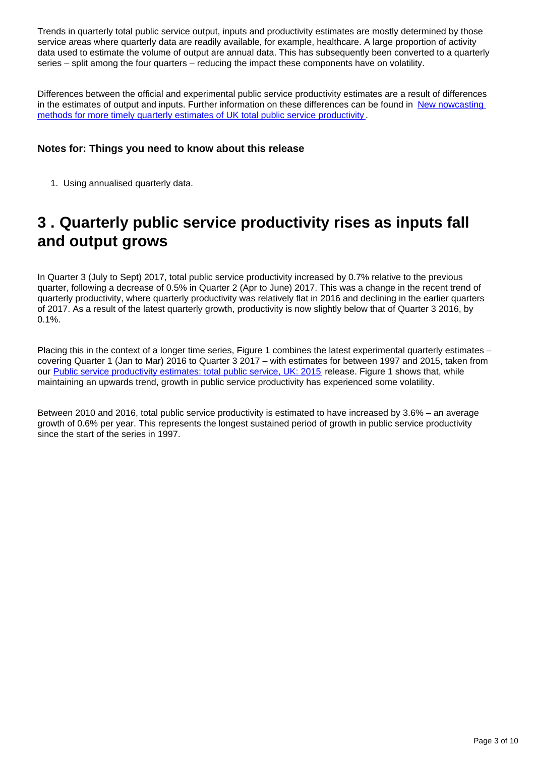Trends in quarterly total public service output, inputs and productivity estimates are mostly determined by those service areas where quarterly data are readily available, for example, healthcare. A large proportion of activity data used to estimate the volume of output are annual data. This has subsequently been converted to a quarterly series – split among the four quarters – reducing the impact these components have on volatility.

Differences between the official and experimental public service productivity estimates are a result of differences in the estimates of output and inputs. Further information on these differences can be found in [New nowcasting methods for more timely quarterly estimates of UK total public service productivity](#).

#### Notes for: Things you need to know about this release

1. Using annualised quarterly data.

## 3 . Quarterly public service productivity rises as inputs fall and output grows

In Quarter 3 (July to Sept) 2017, total public service productivity increased by 0.7% relative to the previous quarter, following a decrease of 0.5% in Quarter 2 (Apr to June) 2017. This was a change in the recent trend of quarterly productivity, where quarterly productivity was relatively flat in 2016 and declining in the earlier quarters of 2017. As a result of the latest quarterly growth, productivity is now slightly below that of Quarter 3 2016, by 0.1%.

Placing this in the context of a longer time series, Figure 1 combines the latest experimental quarterly estimates – covering Quarter 1 (Jan to Mar) 2016 to Quarter 3 2017 – with estimates for between 1997 and 2015, taken from our [Public service productivity estimates: total public service, UK: 2015](#) release. Figure 1 shows that, while maintaining an upwards trend, growth in public service productivity has experienced some volatility.

Between 2010 and 2016, total public service productivity is estimated to have increased by 3.6% – an average growth of 0.6% per year. This represents the longest sustained period of growth in public service productivity since the start of the series in 1997.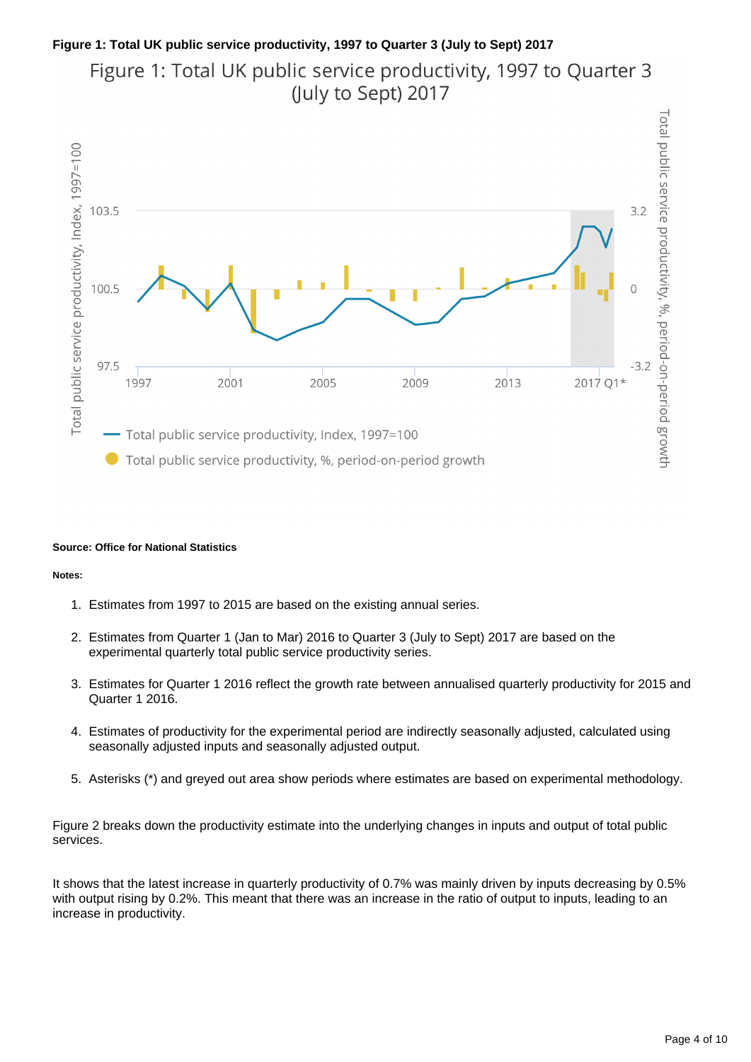**Figure 1: Total UK public service productivity, 1997 to Quarter 3 (July to Sept) 2017**

**Source: Office for National Statistics**

**Notes:**

1. Estimates from 1997 to 2015 are based on the existing annual series.
2. Estimates from Quarter 1 (Jan to Mar) 2016 to Quarter 3 (July to Sept) 2017 are based on the experimental quarterly total public service productivity series.
3. Estimates for Quarter 1 2016 reflect the growth rate between annualised quarterly productivity for 2015 and Quarter 1 2016.
4. Estimates of productivity for the experimental period are indirectly seasonally adjusted, calculated using seasonally adjusted inputs and seasonally adjusted output.
5. Asterisks (*) and greyed out area show periods where estimates are based on experimental methodology.

Figure 2 breaks down the productivity estimate into the underlying changes in inputs and output of total public services.

It shows that the latest increase in quarterly productivity of 0.7% was mainly driven by inputs decreasing by 0.5% with output rising by 0.2%. This meant that there was an increase in the ratio of output to inputs, leading to an increase in productivity.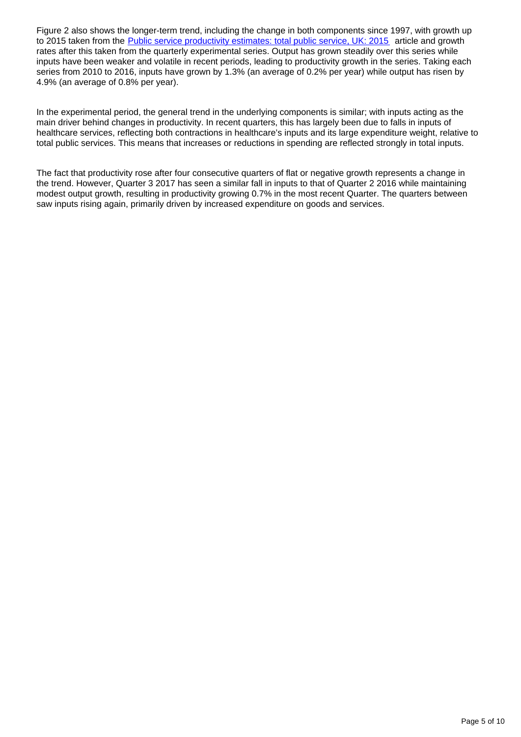Figure 2 also shows the longer-term trend, including the change in both components since 1997, with growth up to 2015 taken from the [Public service productivity estimates: total public service, UK: 2015](#) article and growth rates after this taken from the quarterly experimental series. Output has grown steadily over this series while inputs have been weaker and volatile in recent periods, leading to productivity growth in the series. Taking each series from 2010 to 2016, inputs have grown by 1.3% (an average of 0.2% per year) while output has risen by 4.9% (an average of 0.8% per year).

In the experimental period, the general trend in the underlying components is similar; with inputs acting as the main driver behind changes in productivity. In recent quarters, this has largely been due to falls in inputs of healthcare services, reflecting both contractions in healthcare's inputs and its large expenditure weight, relative to total public services. This means that increases or reductions in spending are reflected strongly in total inputs.

The fact that productivity rose after four consecutive quarters of flat or negative growth represents a change in the trend. However, Quarter 3 2017 has seen a similar fall in inputs to that of Quarter 2 2016 while maintaining modest output growth, resulting in productivity growing 0.7% in the most recent Quarter. The quarters between saw inputs rising again, primarily driven by increased expenditure on goods and services.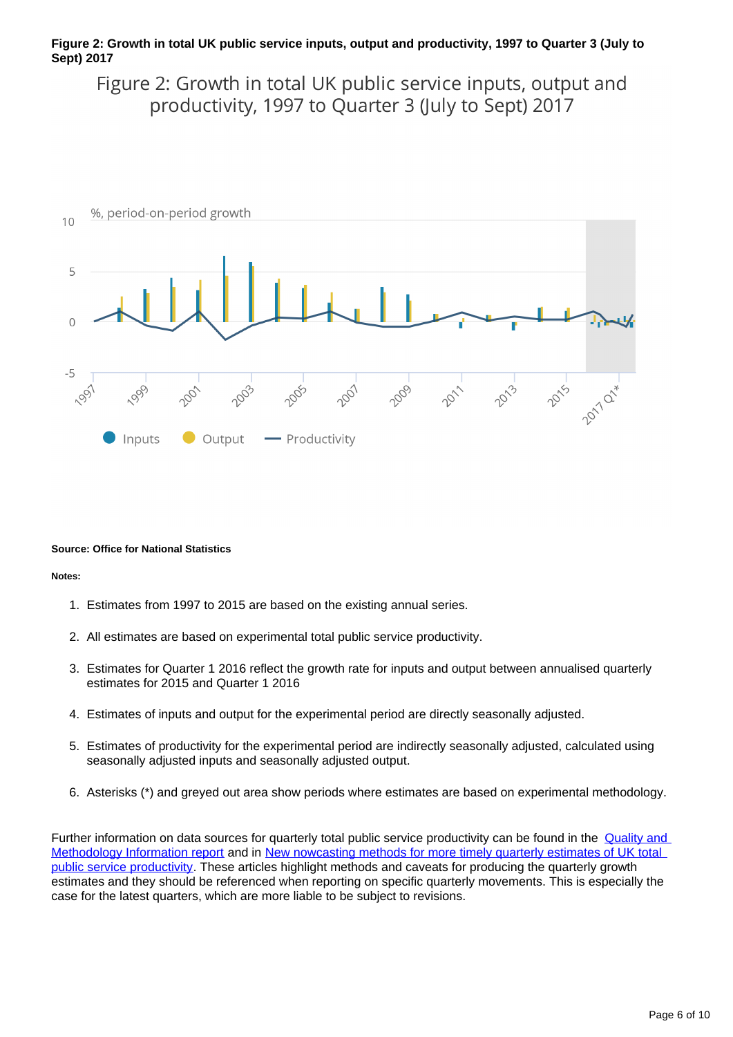**Figure 2: Growth in total UK public service inputs, output and productivity, 1997 to Quarter 3 (July to Sept) 2017**

Figure 2: Growth in total UK public service inputs, output and productivity, 1997 to Quarter 3 (July to Sept) 2017

%, period-on-period growth

Inputs  Output  Productivity

**Source: Office for National Statistics**

**Notes:**

1. Estimates from 1997 to 2015 are based on the existing annual series.
2. All estimates are based on experimental total public service productivity.
3. Estimates for Quarter 1 2016 reflect the growth rate for inputs and output between annualised quarterly estimates for 2015 and Quarter 1 2016
4. Estimates of inputs and output for the experimental period are directly seasonally adjusted.
5. Estimates of productivity for the experimental period are indirectly seasonally adjusted, calculated using seasonally adjusted inputs and seasonally adjusted output.
6. Asterisks (*) and greyed out area show periods where estimates are based on experimental methodology.

Further information on data sources for quarterly total public service productivity can be found in the Quality and Methodology Information report and in New nowcasting methods for more timely quarterly estimates of UK total public service productivity. These articles highlight methods and caveats for producing the quarterly growth estimates and they should be referenced when reporting on specific quarterly movements. This is especially the case for the latest quarters, which are more liable to be subject to revisions.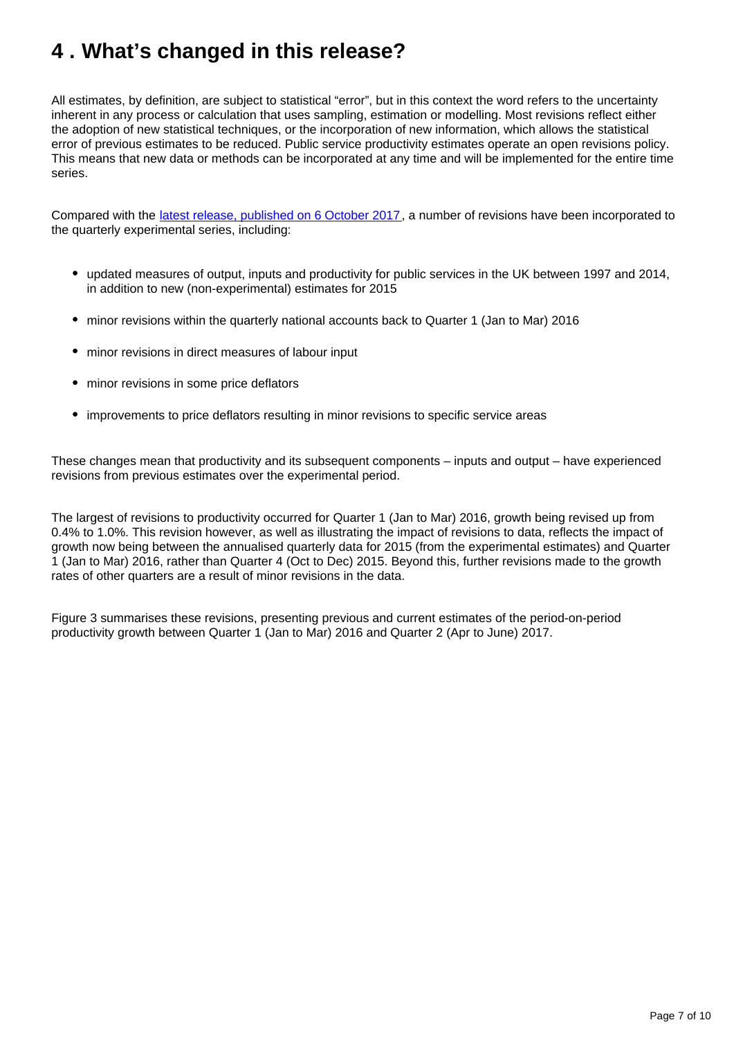# 4 . What's changed in this release?

All estimates, by definition, are subject to statistical "error", but in this context the word refers to the uncertainty inherent in any process or calculation that uses sampling, estimation or modelling. Most revisions reflect either the adoption of new statistical techniques, or the incorporation of new information, which allows the statistical error of previous estimates to be reduced. Public service productivity estimates operate an open revisions policy. This means that new data or methods can be incorporated at any time and will be implemented for the entire time series.

Compared with the [latest release, published on 6 October 2017](), a number of revisions have been incorporated to the quarterly experimental series, including:

- updated measures of output, inputs and productivity for public services in the UK between 1997 and 2014, in addition to new (non-experimental) estimates for 2015
- minor revisions within the quarterly national accounts back to Quarter 1 (Jan to Mar) 2016
- minor revisions in direct measures of labour input
- minor revisions in some price deflators
- improvements to price deflators resulting in minor revisions to specific service areas

These changes mean that productivity and its subsequent components – inputs and output – have experienced revisions from previous estimates over the experimental period.

The largest of revisions to productivity occurred for Quarter 1 (Jan to Mar) 2016, growth being revised up from 0.4% to 1.0%. This revision however, as well as illustrating the impact of revisions to data, reflects the impact of growth now being between the annualised quarterly data for 2015 (from the experimental estimates) and Quarter 1 (Jan to Mar) 2016, rather than Quarter 4 (Oct to Dec) 2015. Beyond this, further revisions made to the growth rates of other quarters are a result of minor revisions in the data.

Figure 3 summarises these revisions, presenting previous and current estimates of the period-on-period productivity growth between Quarter 1 (Jan to Mar) 2016 and Quarter 2 (Apr to June) 2017.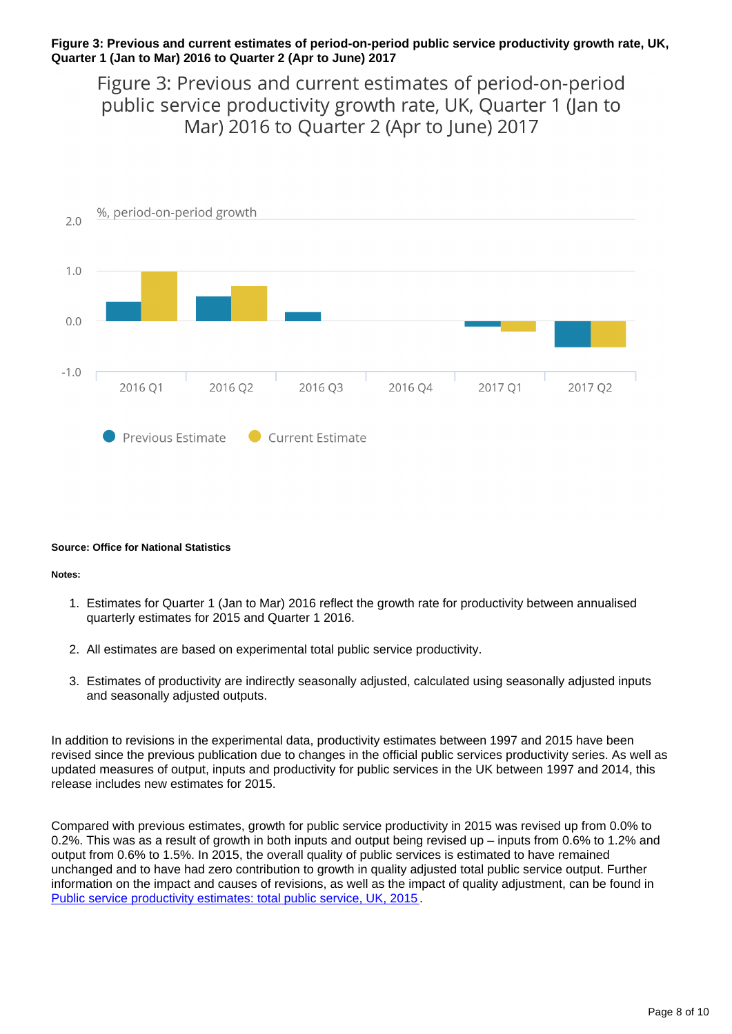**Figure 3: Previous and current estimates of period-on-period public service productivity growth rate, UK, Quarter 1 (Jan to Mar) 2016 to Quarter 2 (Apr to June) 2017**

Figure 3: Previous and current estimates of period-on-period public service productivity growth rate, UK, Quarter 1 (Jan to Mar) 2016 to Quarter 2 (Apr to June) 2017

%, period-on-period growth

2.0
1.0
0.0
-1.0

2016 Q1 2016 Q2 2016 Q3 2016 Q4 2017 Q1 2017 Q2

Previous Estimate Current Estimate

**Source: Office for National Statistics**

**Notes:**

1. Estimates for Quarter 1 (Jan to Mar) 2016 reflect the growth rate for productivity between annualised quarterly estimates for 2015 and Quarter 1 2016.
2. All estimates are based on experimental total public service productivity.
3. Estimates of productivity are indirectly seasonally adjusted, calculated using seasonally adjusted inputs and seasonally adjusted outputs.

In addition to revisions in the experimental data, productivity estimates between 1997 and 2015 have been revised since the previous publication due to changes in the official public services productivity series. As well as updated measures of output, inputs and productivity for public services in the UK between 1997 and 2014, this release includes new estimates for 2015.

Compared with previous estimates, growth for public service productivity in 2015 was revised up from 0.0% to 0.2%. This was as a result of growth in both inputs and output being revised up – inputs from 0.6% to 1.2% and output from 0.6% to 1.5%. In 2015, the overall quality of public services is estimated to have remained unchanged and to have had zero contribution to growth in quality adjusted total public service output. Further information on the impact and causes of revisions, as well as the impact of quality adjustment, can be found in Public service productivity estimates: total public service, UK, 2015.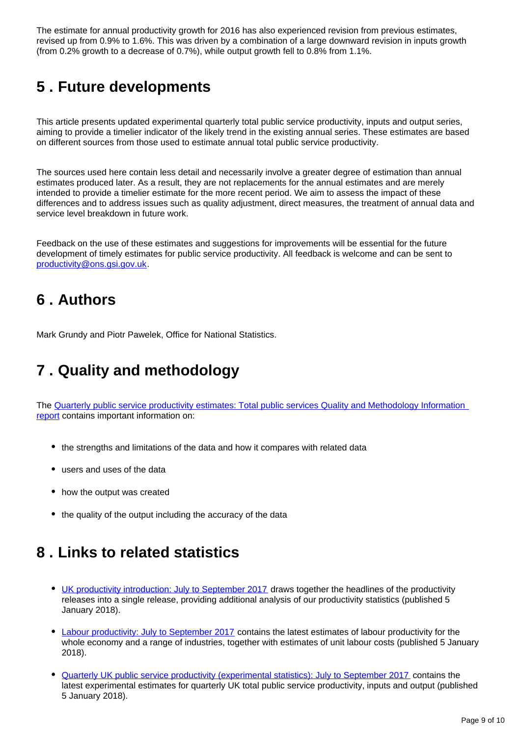The estimate for annual productivity growth for 2016 has also experienced revision from previous estimates, revised up from 0.9% to 1.6%. This was driven by a combination of a large downward revision in inputs growth (from 0.2% growth to a decrease of 0.7%), while output growth fell to 0.8% from 1.1%.

## 5 . Future developments

This article presents updated experimental quarterly total public service productivity, inputs and output series, aiming to provide a timelier indicator of the likely trend in the existing annual series. These estimates are based on different sources from those used to estimate annual total public service productivity.

The sources used here contain less detail and necessarily involve a greater degree of estimation than annual estimates produced later. As a result, they are not replacements for the annual estimates and are merely intended to provide a timelier estimate for the more recent period. We aim to assess the impact of these differences and to address issues such as quality adjustment, direct measures, the treatment of annual data and service level breakdown in future work.

Feedback on the use of these estimates and suggestions for improvements will be essential for the future development of timely estimates for public service productivity. All feedback is welcome and can be sent to [productivity@ons.gsi.gov.uk](mailto:productivity@ons.gsi.gov.uk).

## 6 . Authors

Mark Grundy and Piotr Pawelek, Office for National Statistics.

## 7 . Quality and methodology

The [Quarterly public service productivity estimates: Total public services Quality and Methodology Information report]() contains important information on:

- the strengths and limitations of the data and how it compares with related data
- users and uses of the data
- how the output was created
- the quality of the output including the accuracy of the data

## 8 . Links to related statistics

- [UK productivity introduction: July to September 2017]() draws together the headlines of the productivity releases into a single release, providing additional analysis of our productivity statistics (published 5 January 2018).
- [Labour productivity: July to September 2017]() contains the latest estimates of labour productivity for the whole economy and a range of industries, together with estimates of unit labour costs (published 5 January 2018).
- [Quarterly UK public service productivity (experimental statistics): July to September 2017]() contains the latest experimental estimates for quarterly UK total public service productivity, inputs and output (published 5 January 2018).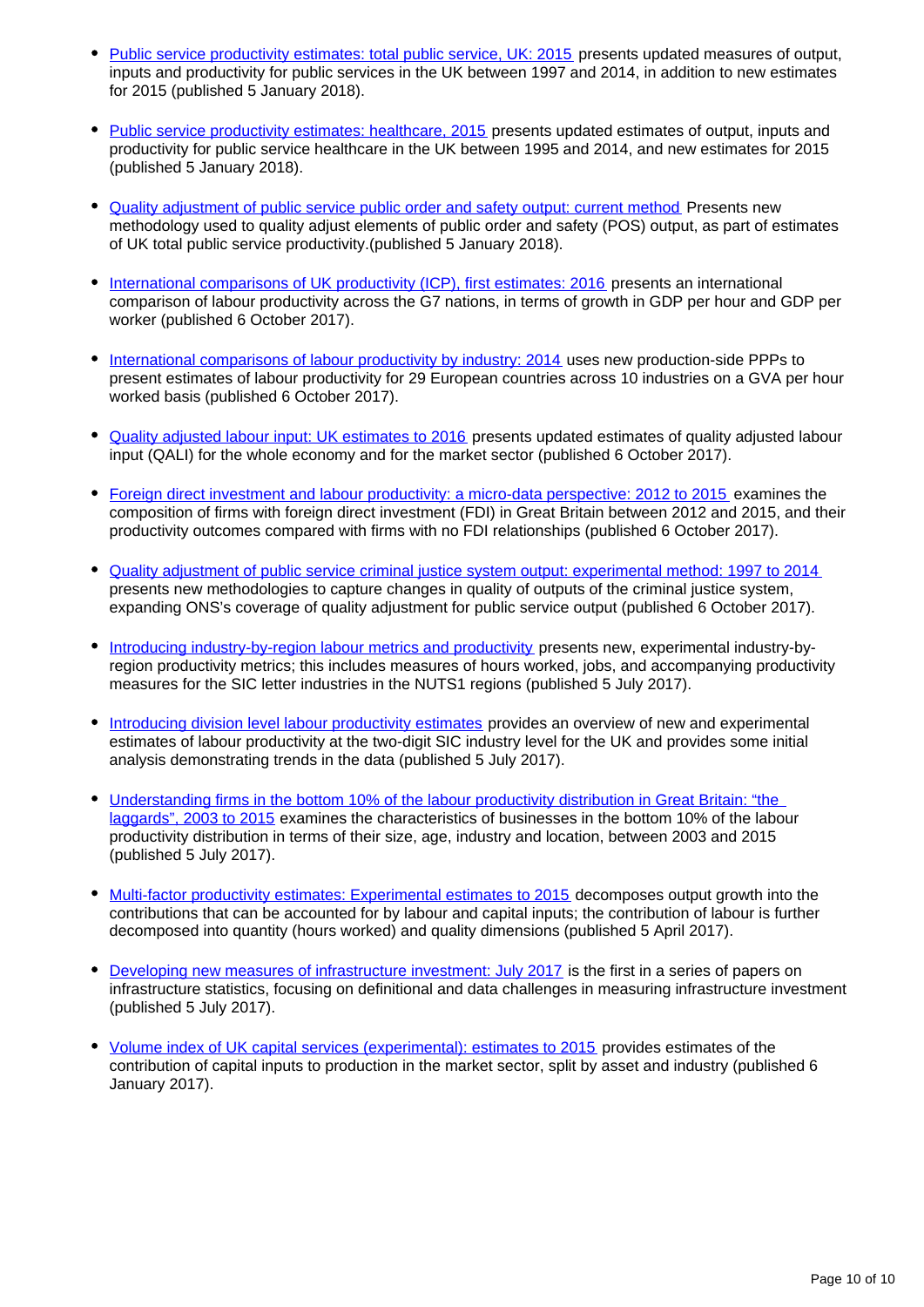- Public service productivity estimates: total public service, UK: 2015 presents updated measures of output, inputs and productivity for public services in the UK between 1997 and 2014, in addition to new estimates for 2015 (published 5 January 2018).

- Public service productivity estimates: healthcare, 2015 presents updated estimates of output, inputs and productivity for public service healthcare in the UK between 1995 and 2014, and new estimates for 2015 (published 5 January 2018).

- Quality adjustment of public service public order and safety output: current method Presents new methodology used to quality adjust elements of public order and safety (POS) output, as part of estimates of UK total public service productivity.(published 5 January 2018).

- International comparisons of UK productivity (ICP), first estimates: 2016 presents an international comparison of labour productivity across the G7 nations, in terms of growth in GDP per hour and GDP per worker (published 6 October 2017).

- International comparisons of labour productivity by industry: 2014 uses new production-side PPPs to present estimates of labour productivity for 29 European countries across 10 industries on a GVA per hour worked basis (published 6 October 2017).

- Quality adjusted labour input: UK estimates to 2016 presents updated estimates of quality adjusted labour input (QALI) for the whole economy and for the market sector (published 6 October 2017).

- Foreign direct investment and labour productivity: a micro-data perspective: 2012 to 2015 examines the composition of firms with foreign direct investment (FDI) in Great Britain between 2012 and 2015, and their productivity outcomes compared with firms with no FDI relationships (published 6 October 2017).

- Quality adjustment of public service criminal justice system output: experimental method: 1997 to 2014 presents new methodologies to capture changes in quality of outputs of the criminal justice system, expanding ONS's coverage of quality adjustment for public service output (published 6 October 2017).

- Introducing industry-by-region labour metrics and productivity presents new, experimental industry-by-region productivity metrics; this includes measures of hours worked, jobs, and accompanying productivity measures for the SIC letter industries in the NUTS1 regions (published 5 July 2017).

- Introducing division level labour productivity estimates provides an overview of new and experimental estimates of labour productivity at the two-digit SIC industry level for the UK and provides some initial analysis demonstrating trends in the data (published 5 July 2017).

- Understanding firms in the bottom 10% of the labour productivity distribution in Great Britain: "the laggards", 2003 to 2015 examines the characteristics of businesses in the bottom 10% of the labour productivity distribution in terms of their size, age, industry and location, between 2003 and 2015 (published 5 July 2017).

- Multi-factor productivity estimates: Experimental estimates to 2015 decomposes output growth into the contributions that can be accounted for by labour and capital inputs; the contribution of labour is further decomposed into quantity (hours worked) and quality dimensions (published 5 April 2017).

- Developing new measures of infrastructure investment: July 2017 is the first in a series of papers on infrastructure statistics, focusing on definitional and data challenges in measuring infrastructure investment (published 5 July 2017).

- Volume index of UK capital services (experimental): estimates to 2015 provides estimates of the contribution of capital inputs to production in the market sector, split by asset and industry (published 6 January 2017).